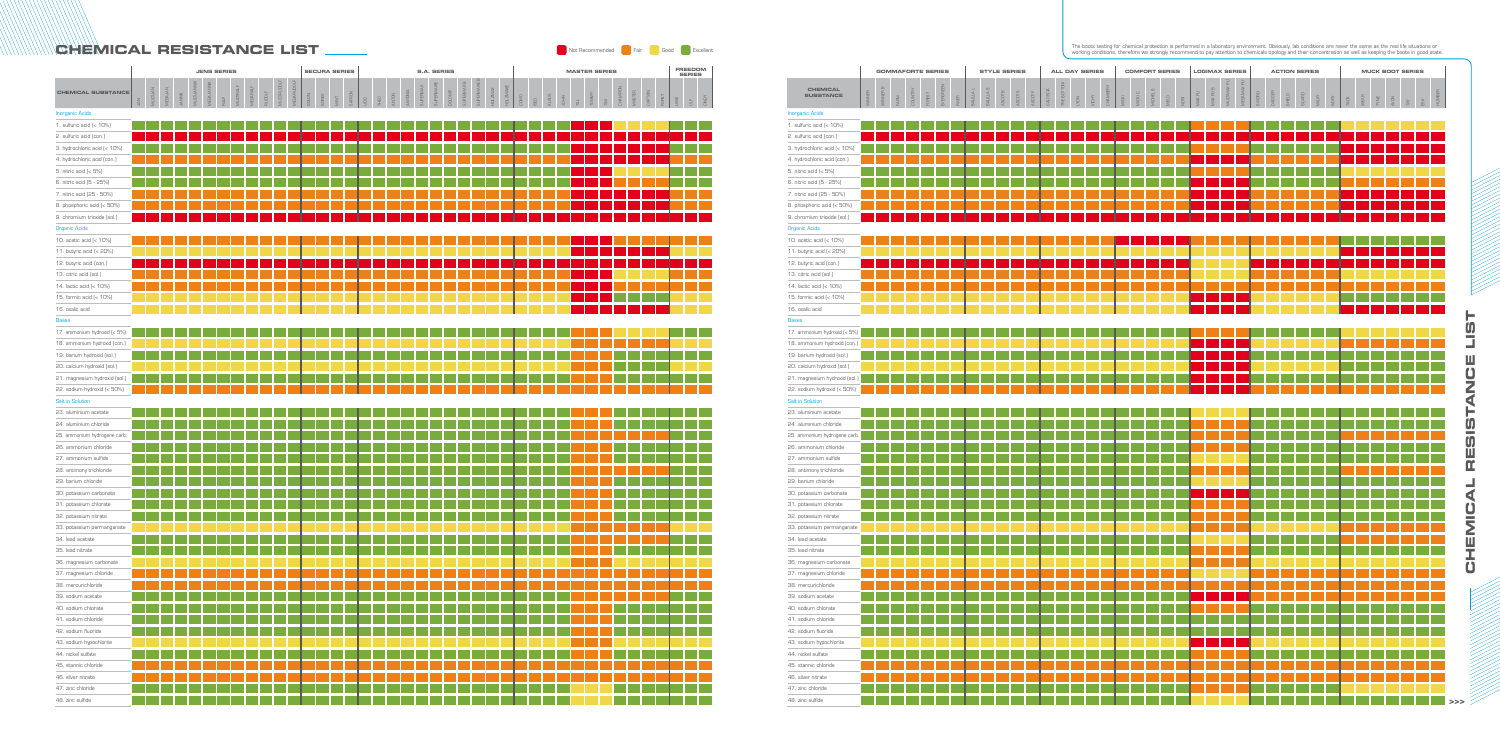# CHEMICAL RESISTANCE LIST

Legend: Not Recommended | Fair | Good | Excellent

The boots testing for chemical protection is performed in a laboratory environment. Obviously, lab conditions are never the same as the real life situations or working conditions, therefore we strongly recommend to pay attention to chemicals typology and their concentration as well as keeping the boots in good state.

Series covered: JENS SERIES, SECURA SERIES, B.A. SERIES, MASTER SERIES, FREEDOM SERIES, GOMMAFORTE SERIES, STYLE SERIES, ALL DAY SERIES, COMFORT SERIES, LOGIMAX SERIES, ACTION SERIES, MUCK BOOT SERIES

## CHEMICAL SUBSTANCE

### Inorganic Acids

1. sulfuric acid (< 10%)
2. sulfuric acid (con.)
3. hydrochloric acid (< 10%)
4. hydrochloric acid (con.)
5. nitric acid (< 5%)
6. nitric acid (5 - 25%)
7. nitric acid (25 - 50%)
8. phosphoric acid (< 50%)
9. chromium trioxide (sol.)

### Organic Acids

10. acetic acid (< 10%)
11. butyric acid (< 20%)
12. butyric acid (con.)
13. citric acid (sol.)
14. lactic acid (< 10%)
15. formic acid (< 10%)
16. oxalic acid

### Bases

17. ammonium hydroxid (< 5%)
18. ammonium hydroxid (con.)
19. barium hydroxid (sol.)
20. calcium hydroxid (sol.)
21. magnesium hydroxid (sol.)
22. sodium hydroxid (< 50%)

### Salt in Solution

23. aluminium acetate
24. aluminium chloride
25. ammonium hydrogene carb.
26. ammonium chloride
27. ammonium sulfate
28. antimony trichloride
29. barium chloride
30. potassium carbonate
31. potassium chlorate
32. potassium nitrate
33. potassium permanganate
34. lead acetate
35. lead nitrate
36. magnesium carbonate
37. magnesium chloride
38. mercurichloride
39. sodium acetate
40. sodium chlorate
41. sodium chloride
42. sodium fluoride
43. sodium hypochlorite
44. nickel sulfate
45. stannic chloride
46. silver nitrate
47. zinc chloride
48. zinc sulfide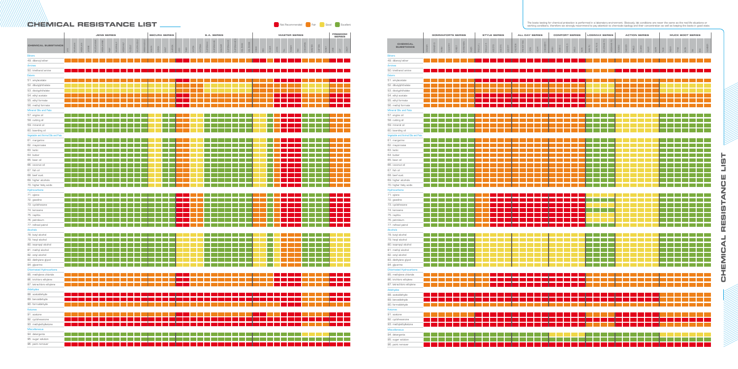# CHEMICAL RESISTANCE LIST

Not Recommended | Fair | Good | Excellent

The boots testing for chemical protection is performed in a laboratory environment. Obviously, lab conditions are never the same as the real life situations or working conditions, therefore we strongly recommend to pay attention to chemicals typology and their concentration as well as keeping the boots in good state.

**Series:** JENS SERIES, SECURA SERIES, B.A. SERIES, MASTER SERIES, FREEDOM SERIES, GOMMAFORTE SERIES, STYLE SERIES, ALL DAY SERIES, COMFORT SERIES, LOGIMAX SERIES, ACTION SERIES, MUCK BOOT SERIES

| CHEMICAL SUBSTANCE |
|---|
| **Ethers** |
| 49. dibenzyl ether |
| **Amines** |
| 50. triethanol amine |
| **Esters** |
| 51. amylacetate |
| 52. dibutylphthalate |
| 53. dioctylphthalate |
| 54. ethyl acetate |
| 55. ethyl formate |
| 56. methyl formate |
| **Mineral Oils and Fats** |
| 57. engine oil |
| 58. cutting oil |
| 59. mineral oil |
| 60. boarding oil |
| **Vegetable and Animal Oils and Fats** |
| 61. margarine |
| 62. mayonnaise |
| 63. lactic |
| 64. butter |
| 65. bean oil |
| 66. coconut oil |
| 67. fish oil |
| 68. beef suet |
| 69. higher alcohols |
| 70. higher fatty acids |
| **Hydrocarbons** |
| 71. xylene |
| 72. gasoline |
| 73. cyclohexane |
| 74. kerosene |
| 75. naphta |
| 76. petroleum |
| 77. refined petrol |
| **Alcohols** |
| 78. butyl alcohol |
| 79. hexyl alcohol |
| 80. isopropyl alcohol |
| 81. methyl alcohol |
| 82. octyl alcohol |
| 83. diethylene glycol |
| 84. glycerine |
| **Chlorinated Hydrocarbons** |
| 85. methylene chloride |
| 86. trichloro ethylene |
| 87. tetrachloro ethylene |
| **Aldehydes** |
| 88. acetaldehyde |
| 89. benzaldehyde |
| 90. formaldehyde |
| **Ketones** |
| 91. acetone |
| 92. cyclohexanone |
| 93. methylethylketone |
| **Miscellaneous** |
| 94. detergents |
| 95. sugar solution |
| 96. paint remover |